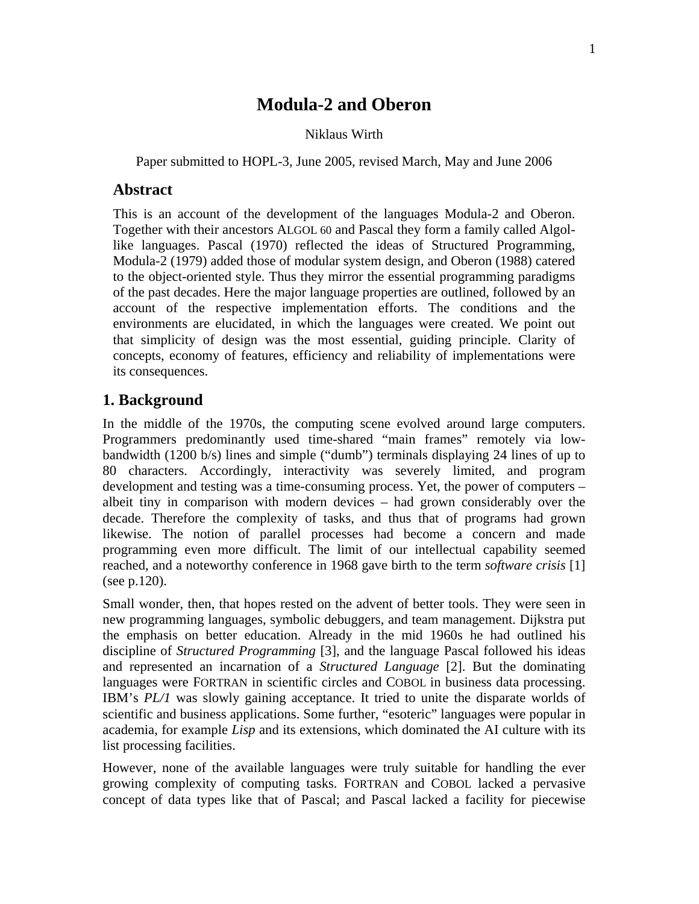# Modula-2 and Oberon

Niklaus Wirth

Paper submitted to HOPL-3, June 2005, revised March, May and June 2006

## Abstract

This is an account of the development of the languages Modula-2 and Oberon. Together with their ancestors ALGOL 60 and Pascal they form a family called Algol-like languages. Pascal (1970) reflected the ideas of Structured Programming, Modula-2 (1979) added those of modular system design, and Oberon (1988) catered to the object-oriented style. Thus they mirror the essential programming paradigms of the past decades. Here the major language properties are outlined, followed by an account of the respective implementation efforts. The conditions and the environments are elucidated, in which the languages were created. We point out that simplicity of design was the most essential, guiding principle. Clarity of concepts, economy of features, efficiency and reliability of implementations were its consequences.

## 1. Background

In the middle of the 1970s, the computing scene evolved around large computers. Programmers predominantly used time-shared "main frames" remotely via low-bandwidth (1200 b/s) lines and simple ("dumb") terminals displaying 24 lines of up to 80 characters. Accordingly, interactivity was severely limited, and program development and testing was a time-consuming process. Yet, the power of computers – albeit tiny in comparison with modern devices – had grown considerably over the decade. Therefore the complexity of tasks, and thus that of programs had grown likewise. The notion of parallel processes had become a concern and made programming even more difficult. The limit of our intellectual capability seemed reached, and a noteworthy conference in 1968 gave birth to the term *software crisis* [1] (see p.120).

Small wonder, then, that hopes rested on the advent of better tools. They were seen in new programming languages, symbolic debuggers, and team management. Dijkstra put the emphasis on better education. Already in the mid 1960s he had outlined his discipline of *Structured Programming* [3], and the language Pascal followed his ideas and represented an incarnation of a *Structured Language* [2]. But the dominating languages were FORTRAN in scientific circles and COBOL in business data processing. IBM's *PL/1* was slowly gaining acceptance. It tried to unite the disparate worlds of scientific and business applications. Some further, "esoteric" languages were popular in academia, for example *Lisp* and its extensions, which dominated the AI culture with its list processing facilities.

However, none of the available languages were truly suitable for handling the ever growing complexity of computing tasks. FORTRAN and COBOL lacked a pervasive concept of data types like that of Pascal; and Pascal lacked a facility for piecewise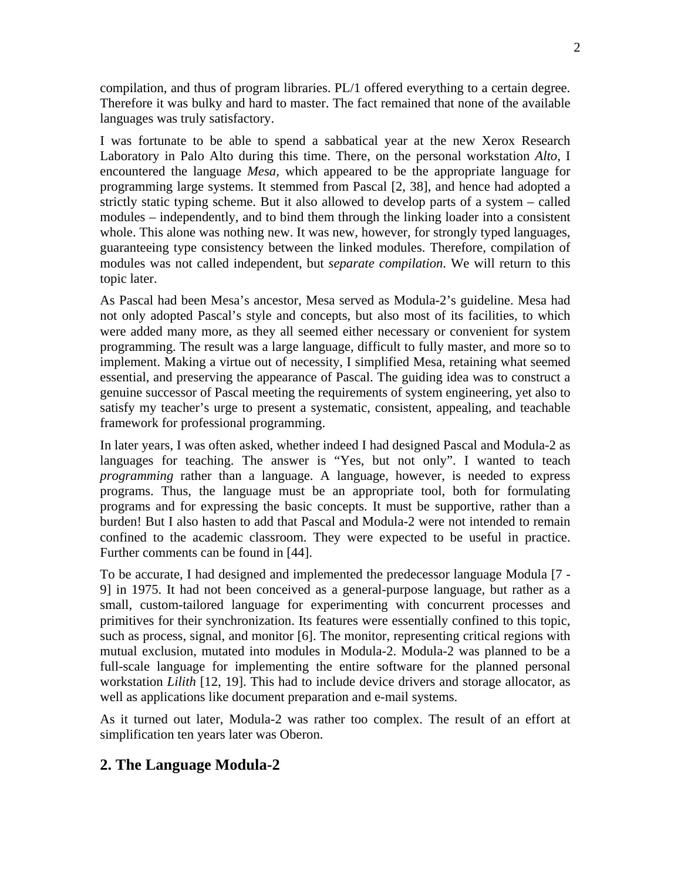compilation, and thus of program libraries. PL/1 offered everything to a certain degree. Therefore it was bulky and hard to master. The fact remained that none of the available languages was truly satisfactory.

I was fortunate to be able to spend a sabbatical year at the new Xerox Research Laboratory in Palo Alto during this time. There, on the personal workstation *Alto*, I encountered the language *Mesa*, which appeared to be the appropriate language for programming large systems. It stemmed from Pascal [2, 38], and hence had adopted a strictly static typing scheme. But it also allowed to develop parts of a system – called modules – independently, and to bind them through the linking loader into a consistent whole. This alone was nothing new. It was new, however, for strongly typed languages, guaranteeing type consistency between the linked modules. Therefore, compilation of modules was not called independent, but *separate compilation*. We will return to this topic later.

As Pascal had been Mesa's ancestor, Mesa served as Modula-2's guideline. Mesa had not only adopted Pascal's style and concepts, but also most of its facilities, to which were added many more, as they all seemed either necessary or convenient for system programming. The result was a large language, difficult to fully master, and more so to implement. Making a virtue out of necessity, I simplified Mesa, retaining what seemed essential, and preserving the appearance of Pascal. The guiding idea was to construct a genuine successor of Pascal meeting the requirements of system engineering, yet also to satisfy my teacher's urge to present a systematic, consistent, appealing, and teachable framework for professional programming.

In later years, I was often asked, whether indeed I had designed Pascal and Modula-2 as languages for teaching. The answer is "Yes, but not only". I wanted to teach *programming* rather than a language. A language, however, is needed to express programs. Thus, the language must be an appropriate tool, both for formulating programs and for expressing the basic concepts. It must be supportive, rather than a burden! But I also hasten to add that Pascal and Modula-2 were not intended to remain confined to the academic classroom. They were expected to be useful in practice. Further comments can be found in [44].

To be accurate, I had designed and implemented the predecessor language Modula [7 - 9] in 1975. It had not been conceived as a general-purpose language, but rather as a small, custom-tailored language for experimenting with concurrent processes and primitives for their synchronization. Its features were essentially confined to this topic, such as process, signal, and monitor [6]. The monitor, representing critical regions with mutual exclusion, mutated into modules in Modula-2. Modula-2 was planned to be a full-scale language for implementing the entire software for the planned personal workstation *Lilith* [12, 19]. This had to include device drivers and storage allocator, as well as applications like document preparation and e-mail systems.

As it turned out later, Modula-2 was rather too complex. The result of an effort at simplification ten years later was Oberon.

## 2. The Language Modula-2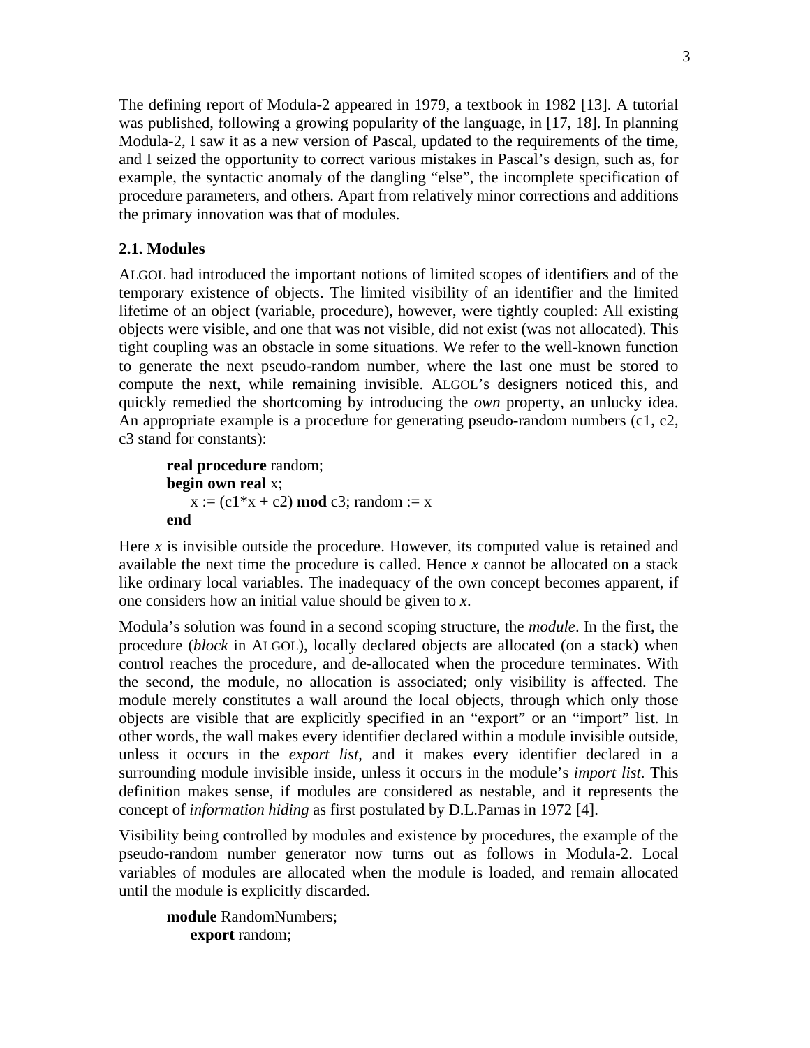The defining report of Modula-2 appeared in 1979, a textbook in 1982 [13]. A tutorial was published, following a growing popularity of the language, in [17, 18]. In planning Modula-2, I saw it as a new version of Pascal, updated to the requirements of the time, and I seized the opportunity to correct various mistakes in Pascal's design, such as, for example, the syntactic anomaly of the dangling "else", the incomplete specification of procedure parameters, and others. Apart from relatively minor corrections and additions the primary innovation was that of modules.

### 2.1. Modules

ALGOL had introduced the important notions of limited scopes of identifiers and of the temporary existence of objects. The limited visibility of an identifier and the limited lifetime of an object (variable, procedure), however, were tightly coupled: All existing objects were visible, and one that was not visible, did not exist (was not allocated). This tight coupling was an obstacle in some situations. We refer to the well-known function to generate the next pseudo-random number, where the last one must be stored to compute the next, while remaining invisible. ALGOL's designers noticed this, and quickly remedied the shortcoming by introducing the *own* property, an unlucky idea. An appropriate example is a procedure for generating pseudo-random numbers (c1, c2, c3 stand for constants):

```
real procedure random;
begin own real x;
    x := (c1*x + c2) mod c3; random := x
end
```

Here *x* is invisible outside the procedure. However, its computed value is retained and available the next time the procedure is called. Hence *x* cannot be allocated on a stack like ordinary local variables. The inadequacy of the own concept becomes apparent, if one considers how an initial value should be given to *x*.

Modula's solution was found in a second scoping structure, the *module*. In the first, the procedure (*block* in ALGOL), locally declared objects are allocated (on a stack) when control reaches the procedure, and de-allocated when the procedure terminates. With the second, the module, no allocation is associated; only visibility is affected. The module merely constitutes a wall around the local objects, through which only those objects are visible that are explicitly specified in an "export" or an "import" list. In other words, the wall makes every identifier declared within a module invisible outside, unless it occurs in the *export list*, and it makes every identifier declared in a surrounding module invisible inside, unless it occurs in the module's *import list*. This definition makes sense, if modules are considered as nestable, and it represents the concept of *information hiding* as first postulated by D.L.Parnas in 1972 [4].

Visibility being controlled by modules and existence by procedures, the example of the pseudo-random number generator now turns out as follows in Modula-2. Local variables of modules are allocated when the module is loaded, and remain allocated until the module is explicitly discarded.

```
module RandomNumbers;
    export random;
```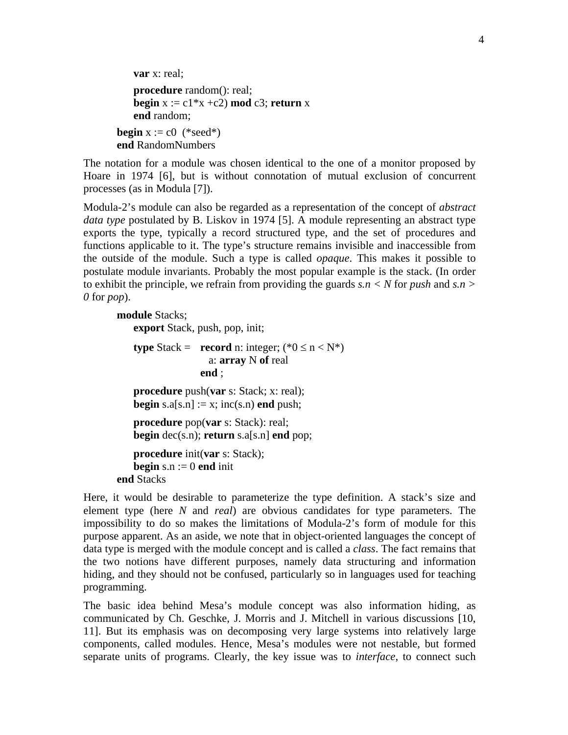```
    var x: real;
    procedure random(): real;
    begin x := c1*x +c2) mod c3; return x
    end random;
begin x := c0  (*seed*)
end RandomNumbers
```

The notation for a module was chosen identical to the one of a monitor proposed by Hoare in 1974 [6], but is without connotation of mutual exclusion of concurrent processes (as in Modula [7]).

Modula-2's module can also be regarded as a representation of the concept of *abstract data type* postulated by B. Liskov in 1974 [5]. A module representing an abstract type exports the type, typically a record structured type, and the set of procedures and functions applicable to it. The type's structure remains invisible and inaccessible from the outside of the module. Such a type is called *opaque*. This makes it possible to postulate module invariants. Probably the most popular example is the stack. (In order to exhibit the principle, we refrain from providing the guards *s.n < N* for *push* and *s.n > 0* for *pop*).

```
module Stacks;
    export Stack, push, pop, init;
    type Stack =   record n: integer; (*0 ≤ n < N*)
                       a: array N of real
                   end ;
    procedure push(var s: Stack; x: real);
    begin s.a[s.n] := x; inc(s.n) end push;
    procedure pop(var s: Stack): real;
    begin dec(s.n); return s.a[s.n] end pop;
    procedure init(var s: Stack);
    begin s.n := 0 end init
end Stacks
```

Here, it would be desirable to parameterize the type definition. A stack's size and element type (here *N* and *real*) are obvious candidates for type parameters. The impossibility to do so makes the limitations of Modula-2's form of module for this purpose apparent. As an aside, we note that in object-oriented languages the concept of data type is merged with the module concept and is called a *class*. The fact remains that the two notions have different purposes, namely data structuring and information hiding, and they should not be confused, particularly so in languages used for teaching programming.

The basic idea behind Mesa's module concept was also information hiding, as communicated by Ch. Geschke, J. Morris and J. Mitchell in various discussions [10, 11]. But its emphasis was on decomposing very large systems into relatively large components, called modules. Hence, Mesa's modules were not nestable, but formed separate units of programs. Clearly, the key issue was to *interface*, to connect such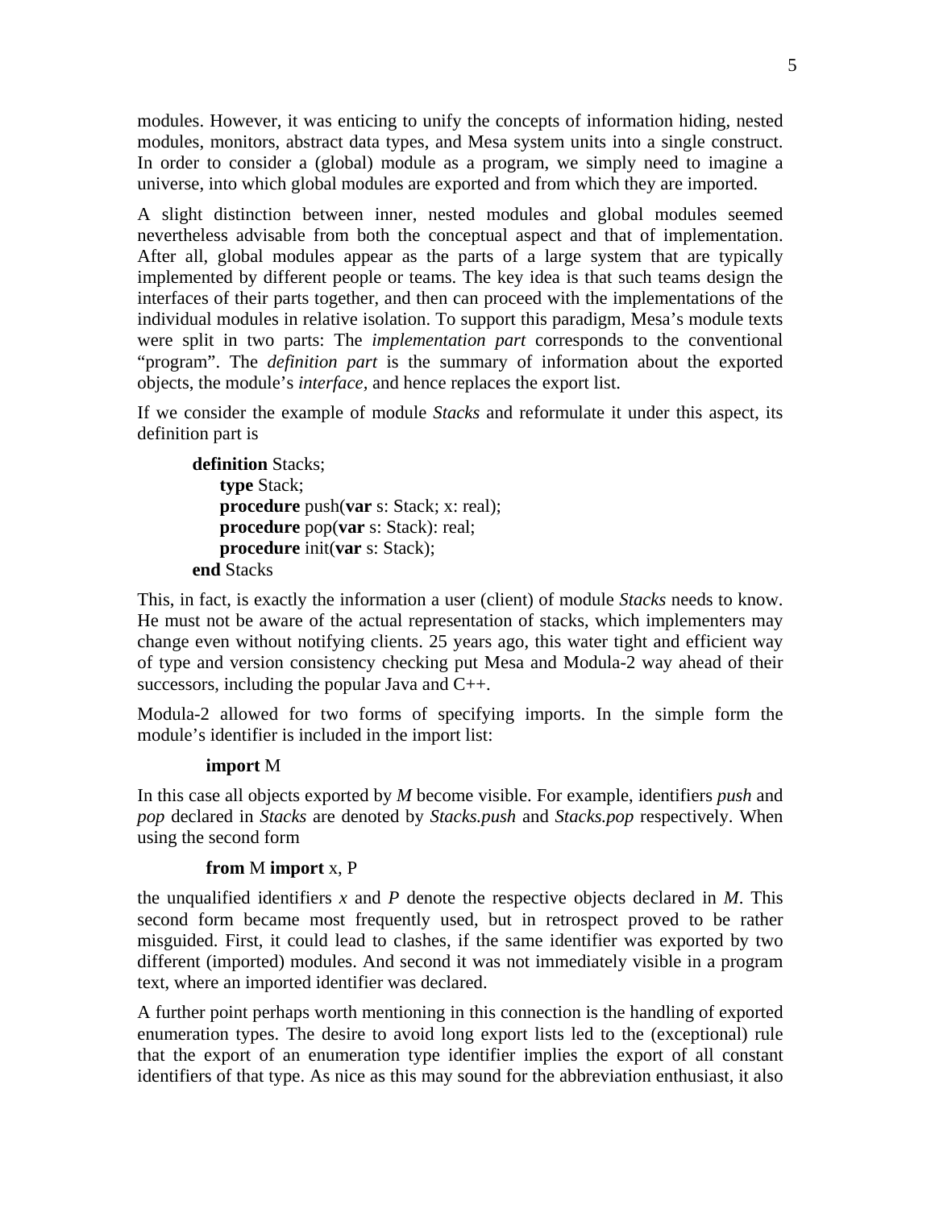modules. However, it was enticing to unify the concepts of information hiding, nested modules, monitors, abstract data types, and Mesa system units into a single construct. In order to consider a (global) module as a program, we simply need to imagine a universe, into which global modules are exported and from which they are imported.

A slight distinction between inner, nested modules and global modules seemed nevertheless advisable from both the conceptual aspect and that of implementation. After all, global modules appear as the parts of a large system that are typically implemented by different people or teams. The key idea is that such teams design the interfaces of their parts together, and then can proceed with the implementations of the individual modules in relative isolation. To support this paradigm, Mesa's module texts were split in two parts: The *implementation part* corresponds to the conventional "program". The *definition part* is the summary of information about the exported objects, the module's *interface,* and hence replaces the export list.

If we consider the example of module *Stacks* and reformulate it under this aspect, its definition part is

```
definition Stacks;
    type Stack;
    procedure push(var s: Stack; x: real);
    procedure pop(var s: Stack): real;
    procedure init(var s: Stack);
end Stacks
```

This, in fact, is exactly the information a user (client) of module *Stacks* needs to know. He must not be aware of the actual representation of stacks, which implementers may change even without notifying clients. 25 years ago, this water tight and efficient way of type and version consistency checking put Mesa and Modula-2 way ahead of their successors, including the popular Java and C++.

Modula-2 allowed for two forms of specifying imports. In the simple form the module's identifier is included in the import list:

```
import M
```

In this case all objects exported by *M* become visible. For example, identifiers *push* and *pop* declared in *Stacks* are denoted by *Stacks.push* and *Stacks.pop* respectively. When using the second form

```
from M import x, P
```

the unqualified identifiers *x* and *P* denote the respective objects declared in *M*. This second form became most frequently used, but in retrospect proved to be rather misguided. First, it could lead to clashes, if the same identifier was exported by two different (imported) modules. And second it was not immediately visible in a program text, where an imported identifier was declared.

A further point perhaps worth mentioning in this connection is the handling of exported enumeration types. The desire to avoid long export lists led to the (exceptional) rule that the export of an enumeration type identifier implies the export of all constant identifiers of that type. As nice as this may sound for the abbreviation enthusiast, it also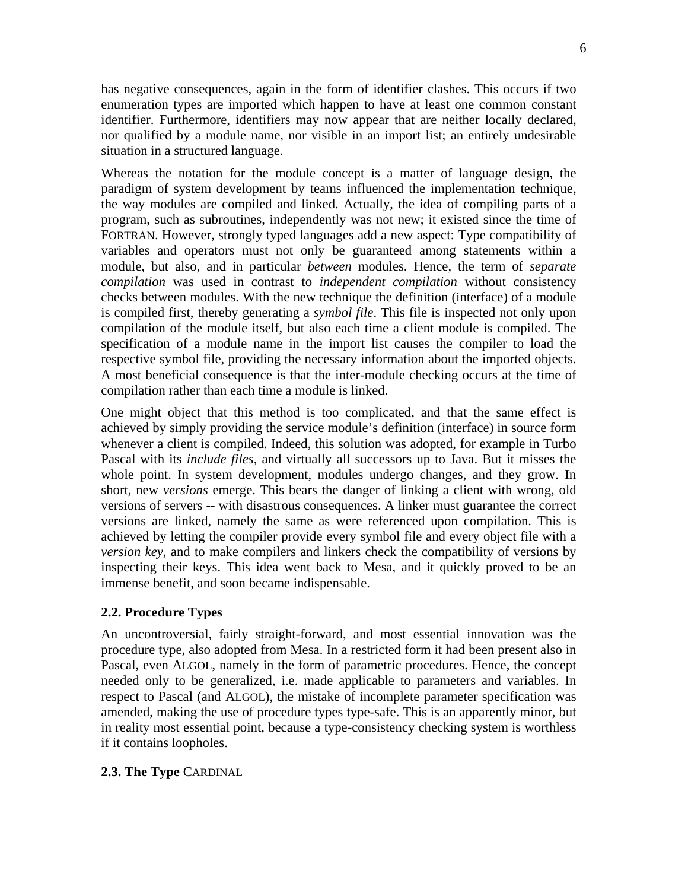has negative consequences, again in the form of identifier clashes. This occurs if two enumeration types are imported which happen to have at least one common constant identifier. Furthermore, identifiers may now appear that are neither locally declared, nor qualified by a module name, nor visible in an import list; an entirely undesirable situation in a structured language.

Whereas the notation for the module concept is a matter of language design, the paradigm of system development by teams influenced the implementation technique, the way modules are compiled and linked. Actually, the idea of compiling parts of a program, such as subroutines, independently was not new; it existed since the time of FORTRAN. However, strongly typed languages add a new aspect: Type compatibility of variables and operators must not only be guaranteed among statements within a module, but also, and in particular *between* modules. Hence, the term of *separate compilation* was used in contrast to *independent compilation* without consistency checks between modules. With the new technique the definition (interface) of a module is compiled first, thereby generating a *symbol file*. This file is inspected not only upon compilation of the module itself, but also each time a client module is compiled. The specification of a module name in the import list causes the compiler to load the respective symbol file, providing the necessary information about the imported objects. A most beneficial consequence is that the inter-module checking occurs at the time of compilation rather than each time a module is linked.

One might object that this method is too complicated, and that the same effect is achieved by simply providing the service module's definition (interface) in source form whenever a client is compiled. Indeed, this solution was adopted, for example in Turbo Pascal with its *include files*, and virtually all successors up to Java. But it misses the whole point. In system development, modules undergo changes, and they grow. In short, new *versions* emerge. This bears the danger of linking a client with wrong, old versions of servers -- with disastrous consequences. A linker must guarantee the correct versions are linked, namely the same as were referenced upon compilation. This is achieved by letting the compiler provide every symbol file and every object file with a *version key*, and to make compilers and linkers check the compatibility of versions by inspecting their keys. This idea went back to Mesa, and it quickly proved to be an immense benefit, and soon became indispensable.

### 2.2. Procedure Types

An uncontroversial, fairly straight-forward, and most essential innovation was the procedure type, also adopted from Mesa. In a restricted form it had been present also in Pascal, even ALGOL, namely in the form of parametric procedures. Hence, the concept needed only to be generalized, i.e. made applicable to parameters and variables. In respect to Pascal (and ALGOL), the mistake of incomplete parameter specification was amended, making the use of procedure types type-safe. This is an apparently minor, but in reality most essential point, because a type-consistency checking system is worthless if it contains loopholes.

### 2.3. The Type CARDINAL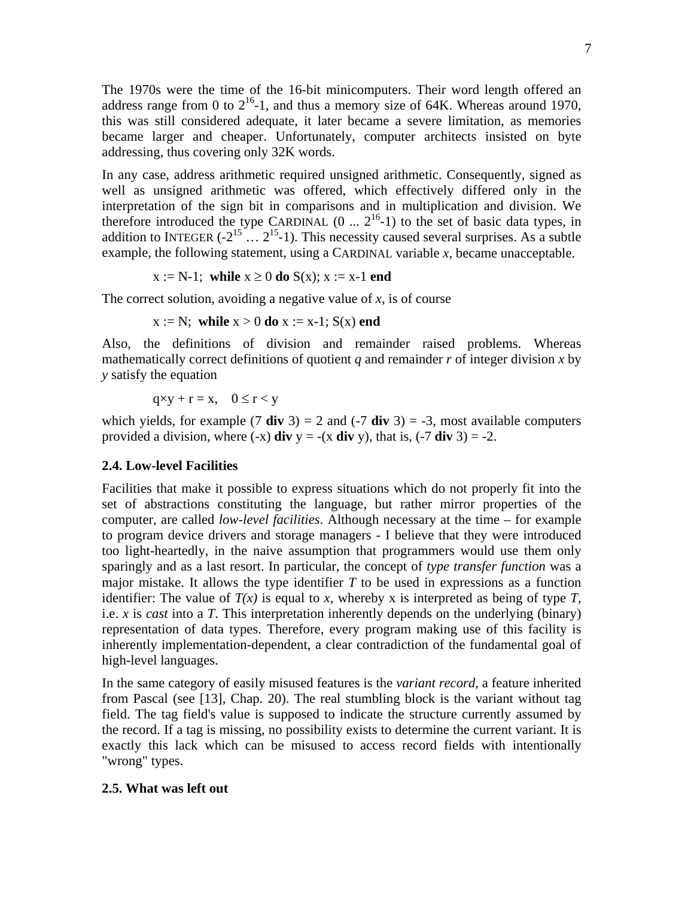The 1970s were the time of the 16-bit minicomputers. Their word length offered an address range from 0 to $2^{16}$-1, and thus a memory size of 64K. Whereas around 1970, this was still considered adequate, it later became a severe limitation, as memories became larger and cheaper. Unfortunately, computer architects insisted on byte addressing, thus covering only 32K words.

In any case, address arithmetic required unsigned arithmetic. Consequently, signed as well as unsigned arithmetic was offered, which effectively differed only in the interpretation of the sign bit in comparisons and in multiplication and division. We therefore introduced the type CARDINAL (0 ... $2^{16}$-1) to the set of basic data types, in addition to INTEGER (-$2^{15}$ … $2^{15}$-1). This necessity caused several surprises. As a subtle example, the following statement, using a CARDINAL variable *x*, became unacceptable.

x := N-1;  **while** x ≥ 0 **do** S(x); x := x-1 **end**

The correct solution, avoiding a negative value of *x*, is of course

x := N;  **while** x > 0 **do** x := x-1; S(x) **end**

Also, the definitions of division and remainder raised problems. Whereas mathematically correct definitions of quotient *q* and remainder *r* of integer division *x* by *y* satisfy the equation

$$q \times y + r = x, \quad 0 \leq r < y$$

which yields, for example (7 **div** 3) = 2 and (-7 **div** 3) = -3, most available computers provided a division, where (-x) **div** y = -(x **div** y), that is, (-7 **div** 3) = -2.

### 2.4. Low-level Facilities

Facilities that make it possible to express situations which do not properly fit into the set of abstractions constituting the language, but rather mirror properties of the computer, are called *low-level facilities*. Although necessary at the time – for example to program device drivers and storage managers - I believe that they were introduced too light-heartedly, in the naive assumption that programmers would use them only sparingly and as a last resort. In particular, the concept of *type transfer function* was a major mistake. It allows the type identifier *T* to be used in expressions as a function identifier: The value of *T(x)* is equal to *x*, whereby x is interpreted as being of type *T*, i.e. *x* is *cast* into a *T*. This interpretation inherently depends on the underlying (binary) representation of data types. Therefore, every program making use of this facility is inherently implementation-dependent, a clear contradiction of the fundamental goal of high-level languages.

In the same category of easily misused features is the *variant record*, a feature inherited from Pascal (see [13], Chap. 20). The real stumbling block is the variant without tag field. The tag field's value is supposed to indicate the structure currently assumed by the record. If a tag is missing, no possibility exists to determine the current variant. It is exactly this lack which can be misused to access record fields with intentionally "wrong" types.

### 2.5. What was left out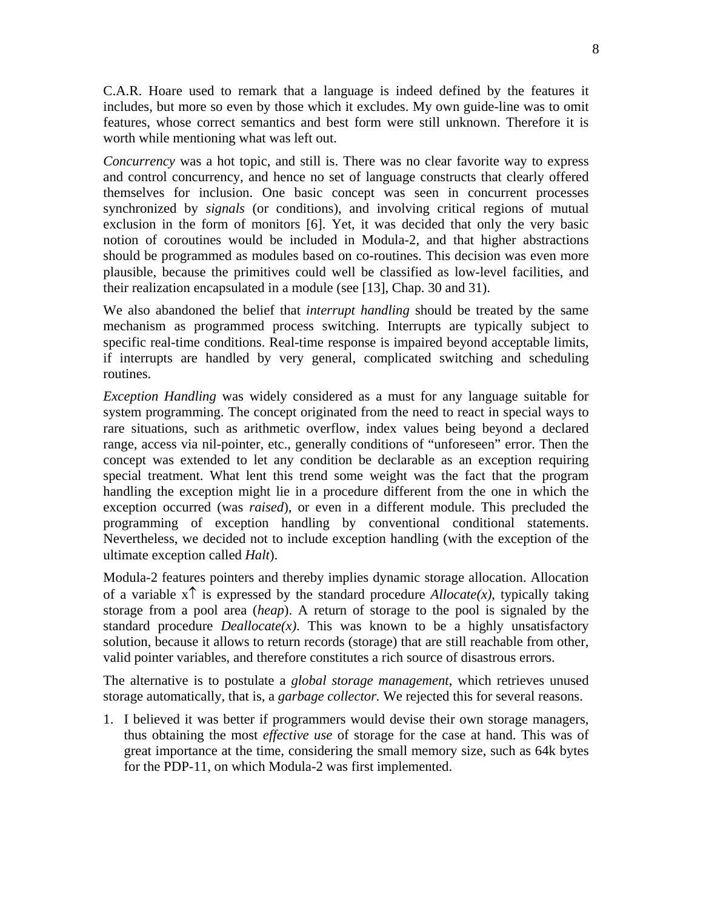C.A.R. Hoare used to remark that a language is indeed defined by the features it includes, but more so even by those which it excludes. My own guide-line was to omit features, whose correct semantics and best form were still unknown. Therefore it is worth while mentioning what was left out.

*Concurrency* was a hot topic, and still is. There was no clear favorite way to express and control concurrency, and hence no set of language constructs that clearly offered themselves for inclusion. One basic concept was seen in concurrent processes synchronized by *signals* (or conditions), and involving critical regions of mutual exclusion in the form of monitors [6]. Yet, it was decided that only the very basic notion of coroutines would be included in Modula-2, and that higher abstractions should be programmed as modules based on co-routines. This decision was even more plausible, because the primitives could well be classified as low-level facilities, and their realization encapsulated in a module (see [13], Chap. 30 and 31).

We also abandoned the belief that *interrupt handling* should be treated by the same mechanism as programmed process switching. Interrupts are typically subject to specific real-time conditions. Real-time response is impaired beyond acceptable limits, if interrupts are handled by very general, complicated switching and scheduling routines.

*Exception Handling* was widely considered as a must for any language suitable for system programming. The concept originated from the need to react in special ways to rare situations, such as arithmetic overflow, index values being beyond a declared range, access via nil-pointer, etc., generally conditions of "unforeseen" error. Then the concept was extended to let any condition be declarable as an exception requiring special treatment. What lent this trend some weight was the fact that the program handling the exception might lie in a procedure different from the one in which the exception occurred (was *raised*), or even in a different module. This precluded the programming of exception handling by conventional conditional statements. Nevertheless, we decided not to include exception handling (with the exception of the ultimate exception called *Halt*).

Modula-2 features pointers and thereby implies dynamic storage allocation. Allocation of a variable x↑ is expressed by the standard procedure *Allocate(x)*, typically taking storage from a pool area (*heap*). A return of storage to the pool is signaled by the standard procedure *Deallocate(x)*. This was known to be a highly unsatisfactory solution, because it allows to return records (storage) that are still reachable from other, valid pointer variables, and therefore constitutes a rich source of disastrous errors.

The alternative is to postulate a *global storage management*, which retrieves unused storage automatically, that is, a *garbage collector.* We rejected this for several reasons.

1. I believed it was better if programmers would devise their own storage managers, thus obtaining the most *effective use* of storage for the case at hand. This was of great importance at the time, considering the small memory size, such as 64k bytes for the PDP-11, on which Modula-2 was first implemented.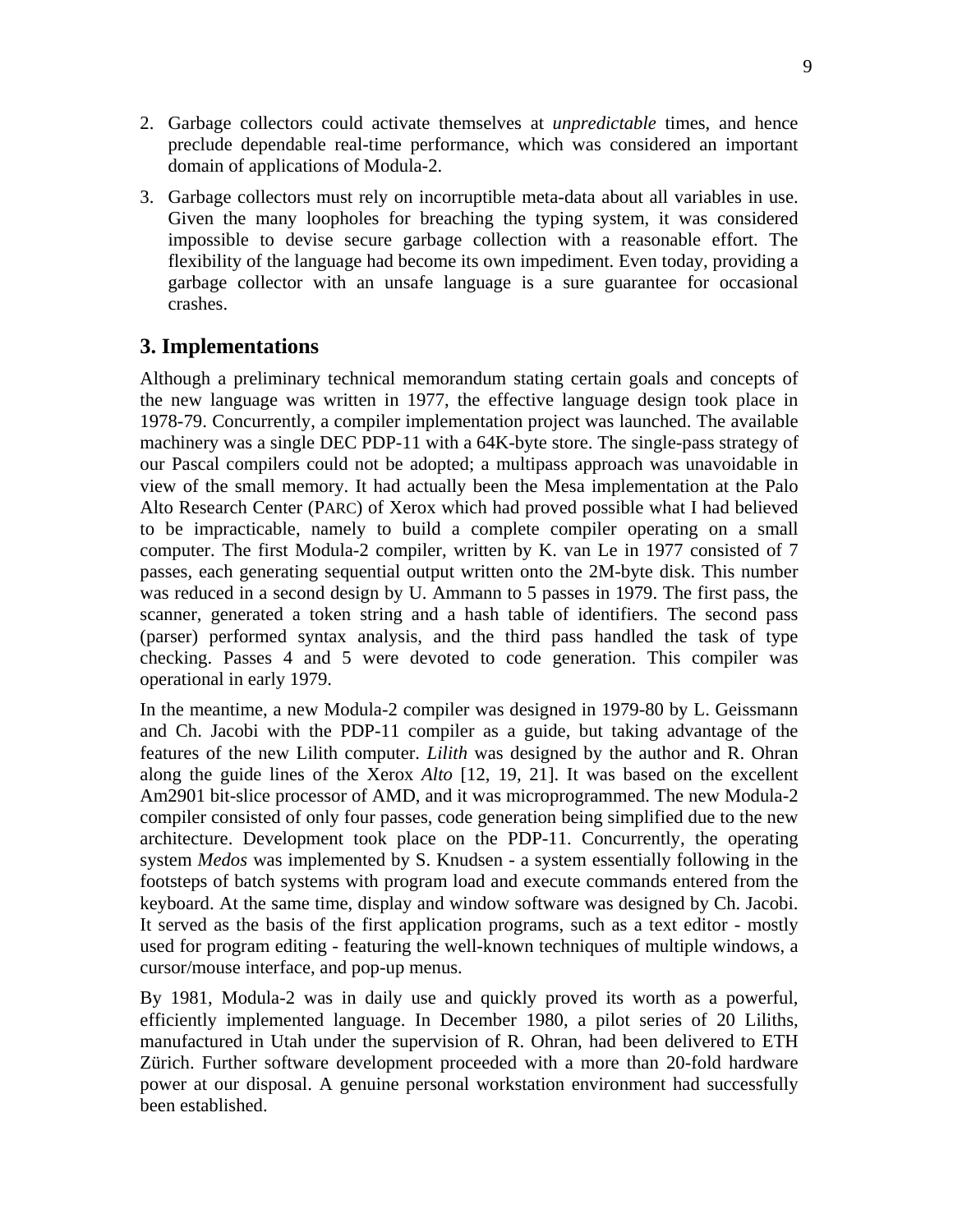2. Garbage collectors could activate themselves at *unpredictable* times, and hence preclude dependable real-time performance, which was considered an important domain of applications of Modula-2.

3. Garbage collectors must rely on incorruptible meta-data about all variables in use. Given the many loopholes for breaching the typing system, it was considered impossible to devise secure garbage collection with a reasonable effort. The flexibility of the language had become its own impediment. Even today, providing a garbage collector with an unsafe language is a sure guarantee for occasional crashes.

## 3. Implementations

Although a preliminary technical memorandum stating certain goals and concepts of the new language was written in 1977, the effective language design took place in 1978-79. Concurrently, a compiler implementation project was launched. The available machinery was a single DEC PDP-11 with a 64K-byte store. The single-pass strategy of our Pascal compilers could not be adopted; a multipass approach was unavoidable in view of the small memory. It had actually been the Mesa implementation at the Palo Alto Research Center (PARC) of Xerox which had proved possible what I had believed to be impracticable, namely to build a complete compiler operating on a small computer. The first Modula-2 compiler, written by K. van Le in 1977 consisted of 7 passes, each generating sequential output written onto the 2M-byte disk. This number was reduced in a second design by U. Ammann to 5 passes in 1979. The first pass, the scanner, generated a token string and a hash table of identifiers. The second pass (parser) performed syntax analysis, and the third pass handled the task of type checking. Passes 4 and 5 were devoted to code generation. This compiler was operational in early 1979.

In the meantime, a new Modula-2 compiler was designed in 1979-80 by L. Geissmann and Ch. Jacobi with the PDP-11 compiler as a guide, but taking advantage of the features of the new Lilith computer. *Lilith* was designed by the author and R. Ohran along the guide lines of the Xerox *Alto* [12, 19, 21]. It was based on the excellent Am2901 bit-slice processor of AMD, and it was microprogrammed. The new Modula-2 compiler consisted of only four passes, code generation being simplified due to the new architecture. Development took place on the PDP-11. Concurrently, the operating system *Medos* was implemented by S. Knudsen - a system essentially following in the footsteps of batch systems with program load and execute commands entered from the keyboard. At the same time, display and window software was designed by Ch. Jacobi. It served as the basis of the first application programs, such as a text editor - mostly used for program editing - featuring the well-known techniques of multiple windows, a cursor/mouse interface, and pop-up menus.

By 1981, Modula-2 was in daily use and quickly proved its worth as a powerful, efficiently implemented language. In December 1980, a pilot series of 20 Liliths, manufactured in Utah under the supervision of R. Ohran, had been delivered to ETH Zürich. Further software development proceeded with a more than 20-fold hardware power at our disposal. A genuine personal workstation environment had successfully been established.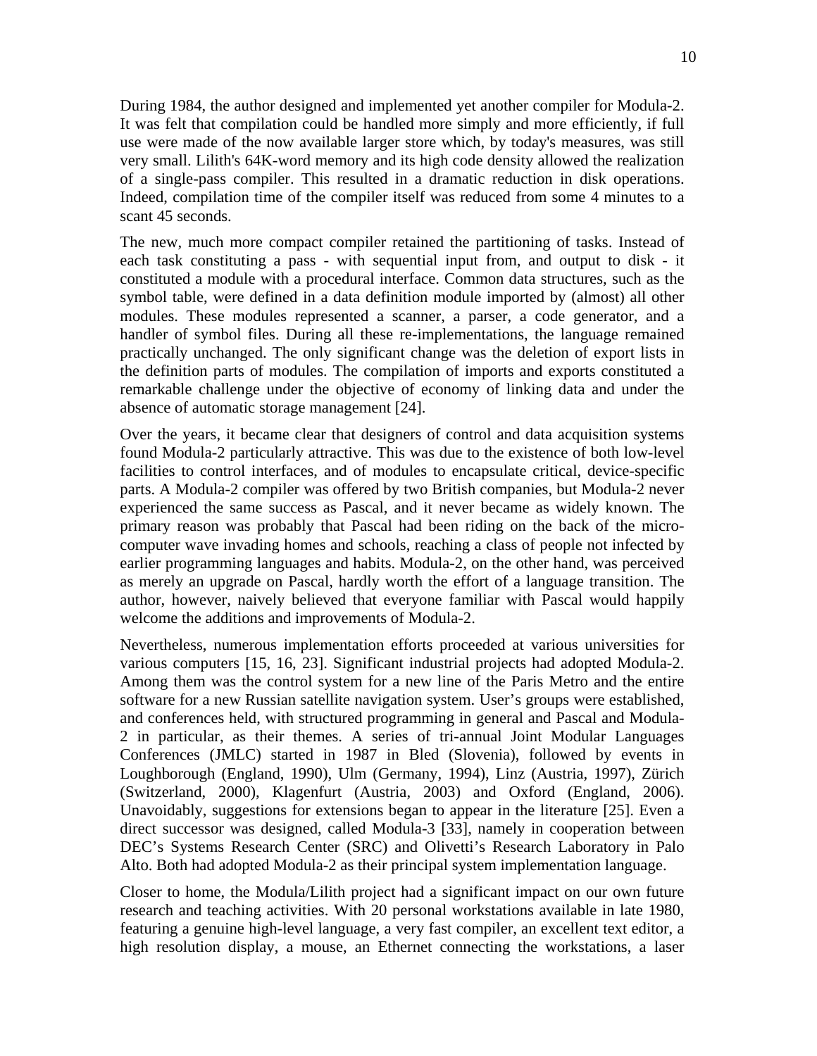During 1984, the author designed and implemented yet another compiler for Modula-2. It was felt that compilation could be handled more simply and more efficiently, if full use were made of the now available larger store which, by today's measures, was still very small. Lilith's 64K-word memory and its high code density allowed the realization of a single-pass compiler. This resulted in a dramatic reduction in disk operations. Indeed, compilation time of the compiler itself was reduced from some 4 minutes to a scant 45 seconds.

The new, much more compact compiler retained the partitioning of tasks. Instead of each task constituting a pass - with sequential input from, and output to disk - it constituted a module with a procedural interface. Common data structures, such as the symbol table, were defined in a data definition module imported by (almost) all other modules. These modules represented a scanner, a parser, a code generator, and a handler of symbol files. During all these re-implementations, the language remained practically unchanged. The only significant change was the deletion of export lists in the definition parts of modules. The compilation of imports and exports constituted a remarkable challenge under the objective of economy of linking data and under the absence of automatic storage management [24].

Over the years, it became clear that designers of control and data acquisition systems found Modula-2 particularly attractive. This was due to the existence of both low-level facilities to control interfaces, and of modules to encapsulate critical, device-specific parts. A Modula-2 compiler was offered by two British companies, but Modula-2 never experienced the same success as Pascal, and it never became as widely known. The primary reason was probably that Pascal had been riding on the back of the micro-computer wave invading homes and schools, reaching a class of people not infected by earlier programming languages and habits. Modula-2, on the other hand, was perceived as merely an upgrade on Pascal, hardly worth the effort of a language transition. The author, however, naively believed that everyone familiar with Pascal would happily welcome the additions and improvements of Modula-2.

Nevertheless, numerous implementation efforts proceeded at various universities for various computers [15, 16, 23]. Significant industrial projects had adopted Modula-2. Among them was the control system for a new line of the Paris Metro and the entire software for a new Russian satellite navigation system. User's groups were established, and conferences held, with structured programming in general and Pascal and Modula-2 in particular, as their themes. A series of tri-annual Joint Modular Languages Conferences (JMLC) started in 1987 in Bled (Slovenia), followed by events in Loughborough (England, 1990), Ulm (Germany, 1994), Linz (Austria, 1997), Zürich (Switzerland, 2000), Klagenfurt (Austria, 2003) and Oxford (England, 2006). Unavoidably, suggestions for extensions began to appear in the literature [25]. Even a direct successor was designed, called Modula-3 [33], namely in cooperation between DEC's Systems Research Center (SRC) and Olivetti's Research Laboratory in Palo Alto. Both had adopted Modula-2 as their principal system implementation language.

Closer to home, the Modula/Lilith project had a significant impact on our own future research and teaching activities. With 20 personal workstations available in late 1980, featuring a genuine high-level language, a very fast compiler, an excellent text editor, a high resolution display, a mouse, an Ethernet connecting the workstations, a laser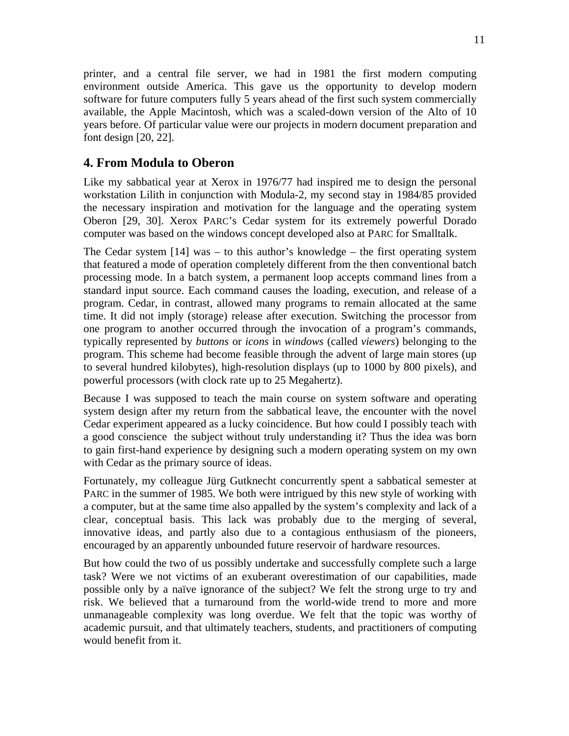printer, and a central file server, we had in 1981 the first modern computing environment outside America. This gave us the opportunity to develop modern software for future computers fully 5 years ahead of the first such system commercially available, the Apple Macintosh, which was a scaled-down version of the Alto of 10 years before. Of particular value were our projects in modern document preparation and font design [20, 22].

## 4. From Modula to Oberon

Like my sabbatical year at Xerox in 1976/77 had inspired me to design the personal workstation Lilith in conjunction with Modula-2, my second stay in 1984/85 provided the necessary inspiration and motivation for the language and the operating system Oberon [29, 30]. Xerox PARC's Cedar system for its extremely powerful Dorado computer was based on the windows concept developed also at PARC for Smalltalk.

The Cedar system [14] was – to this author's knowledge – the first operating system that featured a mode of operation completely different from the then conventional batch processing mode. In a batch system, a permanent loop accepts command lines from a standard input source. Each command causes the loading, execution, and release of a program. Cedar, in contrast, allowed many programs to remain allocated at the same time. It did not imply (storage) release after execution. Switching the processor from one program to another occurred through the invocation of a program's commands, typically represented by *buttons* or *icons* in *windows* (called *viewers*) belonging to the program. This scheme had become feasible through the advent of large main stores (up to several hundred kilobytes), high-resolution displays (up to 1000 by 800 pixels), and powerful processors (with clock rate up to 25 Megahertz).

Because I was supposed to teach the main course on system software and operating system design after my return from the sabbatical leave, the encounter with the novel Cedar experiment appeared as a lucky coincidence. But how could I possibly teach with a good conscience the subject without truly understanding it? Thus the idea was born to gain first-hand experience by designing such a modern operating system on my own with Cedar as the primary source of ideas.

Fortunately, my colleague Jürg Gutknecht concurrently spent a sabbatical semester at PARC in the summer of 1985. We both were intrigued by this new style of working with a computer, but at the same time also appalled by the system's complexity and lack of a clear, conceptual basis. This lack was probably due to the merging of several, innovative ideas, and partly also due to a contagious enthusiasm of the pioneers, encouraged by an apparently unbounded future reservoir of hardware resources.

But how could the two of us possibly undertake and successfully complete such a large task? Were we not victims of an exuberant overestimation of our capabilities, made possible only by a naïve ignorance of the subject? We felt the strong urge to try and risk. We believed that a turnaround from the world-wide trend to more and more unmanageable complexity was long overdue. We felt that the topic was worthy of academic pursuit, and that ultimately teachers, students, and practitioners of computing would benefit from it.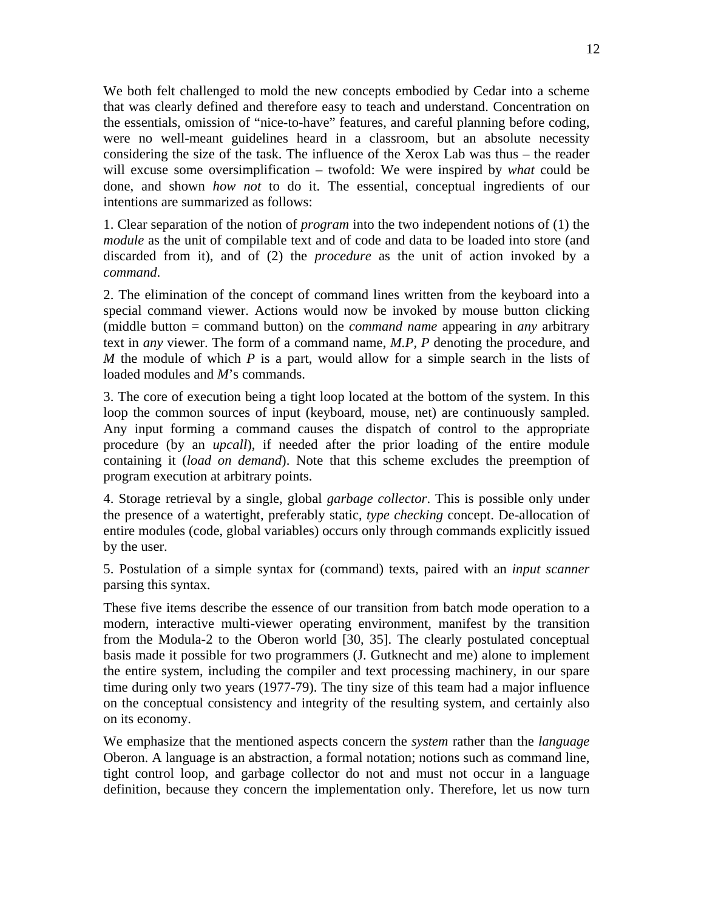We both felt challenged to mold the new concepts embodied by Cedar into a scheme that was clearly defined and therefore easy to teach and understand. Concentration on the essentials, omission of "nice-to-have" features, and careful planning before coding, were no well-meant guidelines heard in a classroom, but an absolute necessity considering the size of the task. The influence of the Xerox Lab was thus – the reader will excuse some oversimplification – twofold: We were inspired by *what* could be done, and shown *how not* to do it. The essential, conceptual ingredients of our intentions are summarized as follows:

1. Clear separation of the notion of *program* into the two independent notions of (1) the *module* as the unit of compilable text and of code and data to be loaded into store (and discarded from it), and of (2) the *procedure* as the unit of action invoked by a *command*.

2. The elimination of the concept of command lines written from the keyboard into a special command viewer. Actions would now be invoked by mouse button clicking (middle button = command button) on the *command name* appearing in *any* arbitrary text in *any* viewer. The form of a command name, *M.P*, *P* denoting the procedure, and *M* the module of which *P* is a part, would allow for a simple search in the lists of loaded modules and *M*'s commands.

3. The core of execution being a tight loop located at the bottom of the system. In this loop the common sources of input (keyboard, mouse, net) are continuously sampled. Any input forming a command causes the dispatch of control to the appropriate procedure (by an *upcall*), if needed after the prior loading of the entire module containing it (*load on demand*). Note that this scheme excludes the preemption of program execution at arbitrary points.

4. Storage retrieval by a single, global *garbage collector*. This is possible only under the presence of a watertight, preferably static, *type checking* concept. De-allocation of entire modules (code, global variables) occurs only through commands explicitly issued by the user.

5. Postulation of a simple syntax for (command) texts, paired with an *input scanner* parsing this syntax.

These five items describe the essence of our transition from batch mode operation to a modern, interactive multi-viewer operating environment, manifest by the transition from the Modula-2 to the Oberon world [30, 35]. The clearly postulated conceptual basis made it possible for two programmers (J. Gutknecht and me) alone to implement the entire system, including the compiler and text processing machinery, in our spare time during only two years (1977-79). The tiny size of this team had a major influence on the conceptual consistency and integrity of the resulting system, and certainly also on its economy.

We emphasize that the mentioned aspects concern the *system* rather than the *language* Oberon. A language is an abstraction, a formal notation; notions such as command line, tight control loop, and garbage collector do not and must not occur in a language definition, because they concern the implementation only. Therefore, let us now turn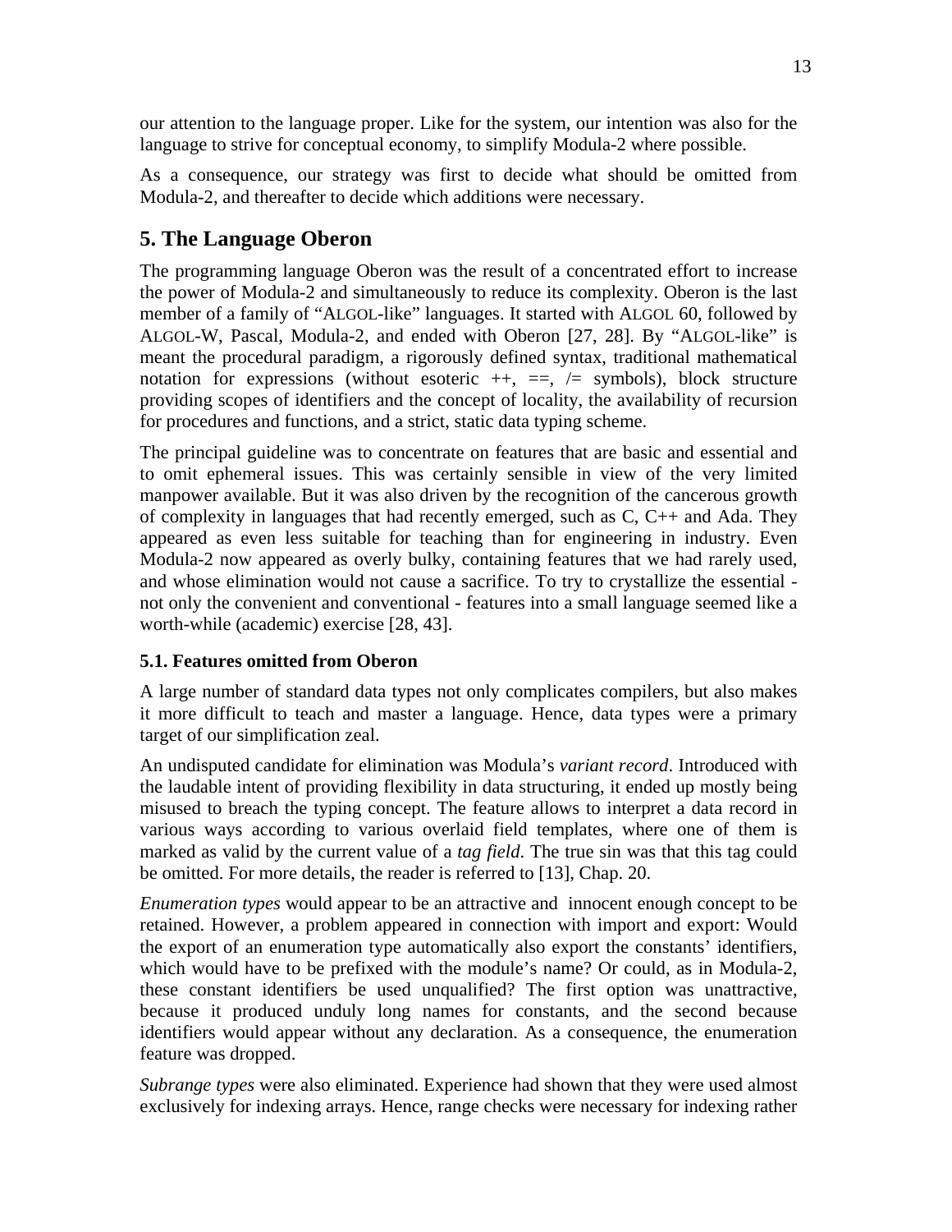our attention to the language proper. Like for the system, our intention was also for the language to strive for conceptual economy, to simplify Modula-2 where possible.

As a consequence, our strategy was first to decide what should be omitted from Modula-2, and thereafter to decide which additions were necessary.

## 5. The Language Oberon

The programming language Oberon was the result of a concentrated effort to increase the power of Modula-2 and simultaneously to reduce its complexity. Oberon is the last member of a family of "ALGOL-like" languages. It started with ALGOL 60, followed by ALGOL-W, Pascal, Modula-2, and ended with Oberon [27, 28]. By "ALGOL-like" is meant the procedural paradigm, a rigorously defined syntax, traditional mathematical notation for expressions (without esoteric ++, ==, /= symbols), block structure providing scopes of identifiers and the concept of locality, the availability of recursion for procedures and functions, and a strict, static data typing scheme.

The principal guideline was to concentrate on features that are basic and essential and to omit ephemeral issues. This was certainly sensible in view of the very limited manpower available. But it was also driven by the recognition of the cancerous growth of complexity in languages that had recently emerged, such as C, C++ and Ada. They appeared as even less suitable for teaching than for engineering in industry. Even Modula-2 now appeared as overly bulky, containing features that we had rarely used, and whose elimination would not cause a sacrifice. To try to crystallize the essential - not only the convenient and conventional - features into a small language seemed like a worth-while (academic) exercise [28, 43].

### 5.1. Features omitted from Oberon

A large number of standard data types not only complicates compilers, but also makes it more difficult to teach and master a language. Hence, data types were a primary target of our simplification zeal.

An undisputed candidate for elimination was Modula's *variant record*. Introduced with the laudable intent of providing flexibility in data structuring, it ended up mostly being misused to breach the typing concept. The feature allows to interpret a data record in various ways according to various overlaid field templates, where one of them is marked as valid by the current value of a *tag field*. The true sin was that this tag could be omitted. For more details, the reader is referred to [13], Chap. 20.

*Enumeration types* would appear to be an attractive and innocent enough concept to be retained. However, a problem appeared in connection with import and export: Would the export of an enumeration type automatically also export the constants' identifiers, which would have to be prefixed with the module's name? Or could, as in Modula-2, these constant identifiers be used unqualified? The first option was unattractive, because it produced unduly long names for constants, and the second because identifiers would appear without any declaration. As a consequence, the enumeration feature was dropped.

*Subrange types* were also eliminated. Experience had shown that they were used almost exclusively for indexing arrays. Hence, range checks were necessary for indexing rather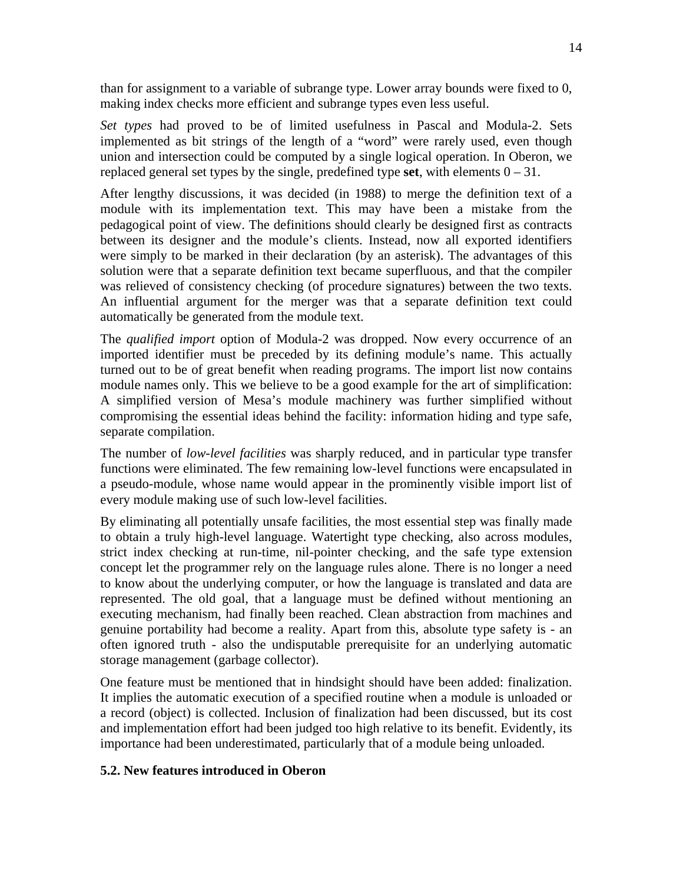than for assignment to a variable of subrange type. Lower array bounds were fixed to 0, making index checks more efficient and subrange types even less useful.

*Set types* had proved to be of limited usefulness in Pascal and Modula-2. Sets implemented as bit strings of the length of a "word" were rarely used, even though union and intersection could be computed by a single logical operation. In Oberon, we replaced general set types by the single, predefined type **set**, with elements 0 – 31.

After lengthy discussions, it was decided (in 1988) to merge the definition text of a module with its implementation text. This may have been a mistake from the pedagogical point of view. The definitions should clearly be designed first as contracts between its designer and the module's clients. Instead, now all exported identifiers were simply to be marked in their declaration (by an asterisk). The advantages of this solution were that a separate definition text became superfluous, and that the compiler was relieved of consistency checking (of procedure signatures) between the two texts. An influential argument for the merger was that a separate definition text could automatically be generated from the module text.

The *qualified import* option of Modula-2 was dropped. Now every occurrence of an imported identifier must be preceded by its defining module's name. This actually turned out to be of great benefit when reading programs. The import list now contains module names only. This we believe to be a good example for the art of simplification: A simplified version of Mesa's module machinery was further simplified without compromising the essential ideas behind the facility: information hiding and type safe, separate compilation.

The number of *low-level facilities* was sharply reduced, and in particular type transfer functions were eliminated. The few remaining low-level functions were encapsulated in a pseudo-module, whose name would appear in the prominently visible import list of every module making use of such low-level facilities.

By eliminating all potentially unsafe facilities, the most essential step was finally made to obtain a truly high-level language. Watertight type checking, also across modules, strict index checking at run-time, nil-pointer checking, and the safe type extension concept let the programmer rely on the language rules alone. There is no longer a need to know about the underlying computer, or how the language is translated and data are represented. The old goal, that a language must be defined without mentioning an executing mechanism, had finally been reached. Clean abstraction from machines and genuine portability had become a reality. Apart from this, absolute type safety is - an often ignored truth - also the undisputable prerequisite for an underlying automatic storage management (garbage collector).

One feature must be mentioned that in hindsight should have been added: finalization. It implies the automatic execution of a specified routine when a module is unloaded or a record (object) is collected. Inclusion of finalization had been discussed, but its cost and implementation effort had been judged too high relative to its benefit. Evidently, its importance had been underestimated, particularly that of a module being unloaded.

### 5.2. New features introduced in Oberon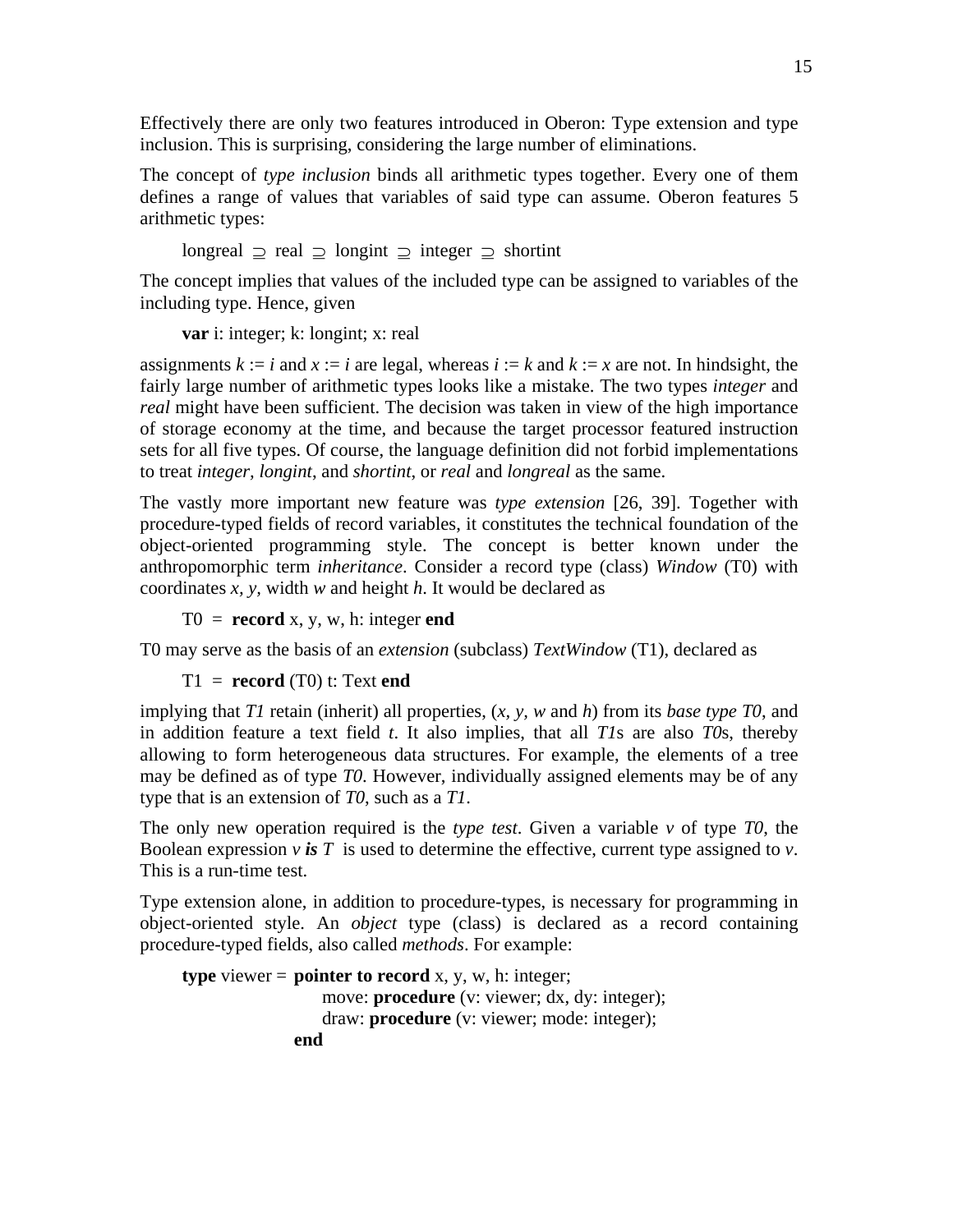Effectively there are only two features introduced in Oberon: Type extension and type inclusion. This is surprising, considering the large number of eliminations.

The concept of *type inclusion* binds all arithmetic types together. Every one of them defines a range of values that variables of said type can assume. Oberon features 5 arithmetic types:

longreal $\supseteq$ real $\supseteq$ longint $\supseteq$ integer $\supseteq$ shortint

The concept implies that values of the included type can be assigned to variables of the including type. Hence, given

**var** i: integer; k: longint; x: real

assignments *k* := *i* and *x* := *i* are legal, whereas *i* := *k* and *k* := *x* are not. In hindsight, the fairly large number of arithmetic types looks like a mistake. The two types *integer* and *real* might have been sufficient. The decision was taken in view of the high importance of storage economy at the time, and because the target processor featured instruction sets for all five types. Of course, the language definition did not forbid implementations to treat *integer*, *longint*, and *shortint*, or *real* and *longreal* as the same.

The vastly more important new feature was *type extension* [26, 39]. Together with procedure-typed fields of record variables, it constitutes the technical foundation of the object-oriented programming style. The concept is better known under the anthropomorphic term *inheritance*. Consider a record type (class) *Window* (T0) with coordinates *x, y*, width *w* and height *h*. It would be declared as

T0 = **record** x, y, w, h: integer **end**

T0 may serve as the basis of an *extension* (subclass) *TextWindow* (T1), declared as

T1 = **record** (T0) t: Text **end**

implying that *T1* retain (inherit) all properties, (*x, y, w* and *h*) from its *base type T0*, and in addition feature a text field *t*. It also implies, that all *T1*s are also *T0*s, thereby allowing to form heterogeneous data structures. For example, the elements of a tree may be defined as of type *T0*. However, individually assigned elements may be of any type that is an extension of *T0*, such as a *T1*.

The only new operation required is the *type test*. Given a variable *v* of type *T0*, the Boolean expression *v **is** T* is used to determine the effective, current type assigned to *v*. This is a run-time test.

Type extension alone, in addition to procedure-types, is necessary for programming in object-oriented style. An *object* type (class) is declared as a record containing procedure-typed fields, also called *methods*. For example:

```
type viewer = pointer to record x, y, w, h: integer;
                  move: procedure (v: viewer; dx, dy: integer);
                  draw: procedure (v: viewer; mode: integer);
              end
```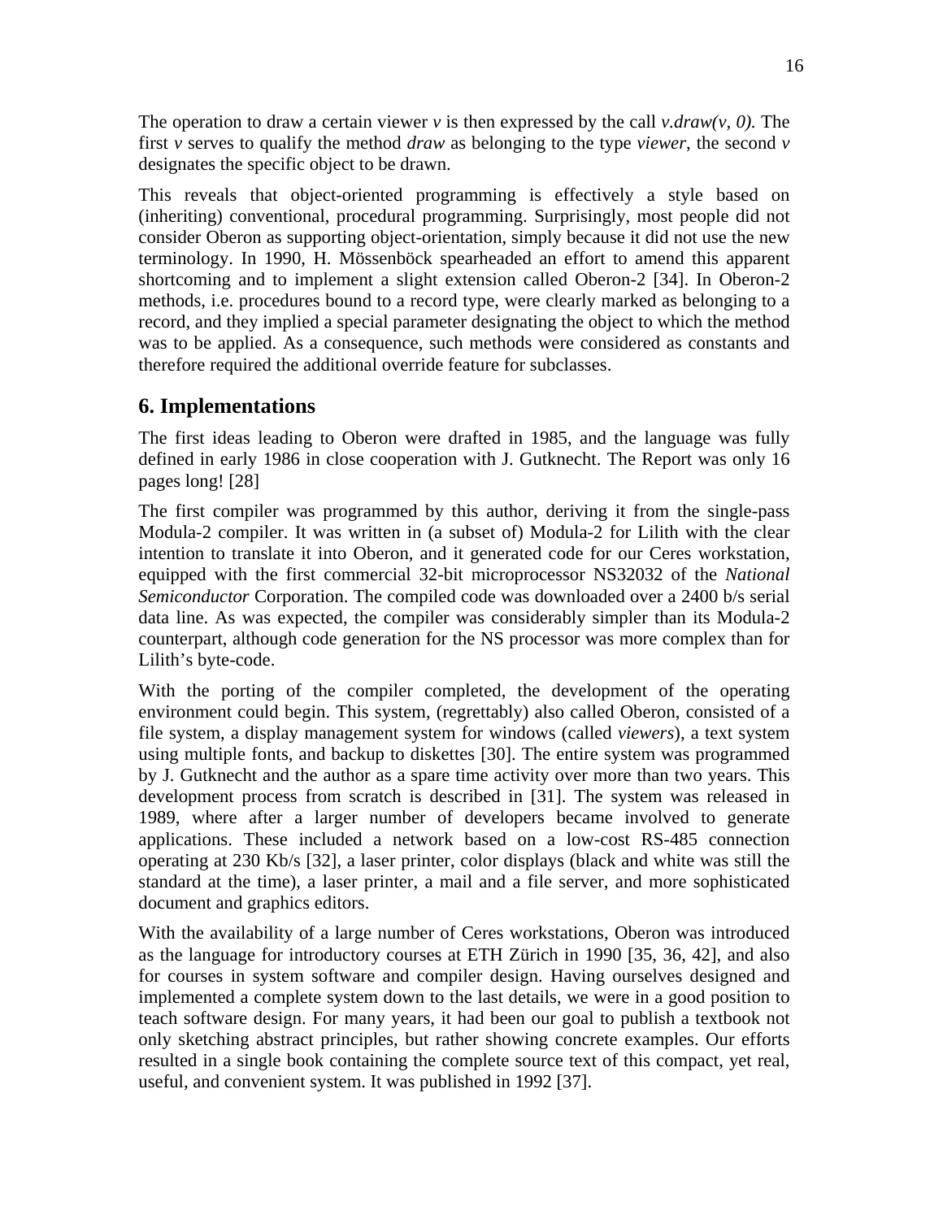The operation to draw a certain viewer *v* is then expressed by the call *v.draw(v, 0)*. The first *v* serves to qualify the method *draw* as belonging to the type *viewer*, the second *v* designates the specific object to be drawn.

This reveals that object-oriented programming is effectively a style based on (inheriting) conventional, procedural programming. Surprisingly, most people did not consider Oberon as supporting object-orientation, simply because it did not use the new terminology. In 1990, H. Mössenböck spearheaded an effort to amend this apparent shortcoming and to implement a slight extension called Oberon-2 [34]. In Oberon-2 methods, i.e. procedures bound to a record type, were clearly marked as belonging to a record, and they implied a special parameter designating the object to which the method was to be applied. As a consequence, such methods were considered as constants and therefore required the additional override feature for subclasses.

## 6. Implementations

The first ideas leading to Oberon were drafted in 1985, and the language was fully defined in early 1986 in close cooperation with J. Gutknecht. The Report was only 16 pages long! [28]

The first compiler was programmed by this author, deriving it from the single-pass Modula-2 compiler. It was written in (a subset of) Modula-2 for Lilith with the clear intention to translate it into Oberon, and it generated code for our Ceres workstation, equipped with the first commercial 32-bit microprocessor NS32032 of the *National Semiconductor* Corporation. The compiled code was downloaded over a 2400 b/s serial data line. As was expected, the compiler was considerably simpler than its Modula-2 counterpart, although code generation for the NS processor was more complex than for Lilith's byte-code.

With the porting of the compiler completed, the development of the operating environment could begin. This system, (regrettably) also called Oberon, consisted of a file system, a display management system for windows (called *viewers*), a text system using multiple fonts, and backup to diskettes [30]. The entire system was programmed by J. Gutknecht and the author as a spare time activity over more than two years. This development process from scratch is described in [31]. The system was released in 1989, where after a larger number of developers became involved to generate applications. These included a network based on a low-cost RS-485 connection operating at 230 Kb/s [32], a laser printer, color displays (black and white was still the standard at the time), a laser printer, a mail and a file server, and more sophisticated document and graphics editors.

With the availability of a large number of Ceres workstations, Oberon was introduced as the language for introductory courses at ETH Zürich in 1990 [35, 36, 42], and also for courses in system software and compiler design. Having ourselves designed and implemented a complete system down to the last details, we were in a good position to teach software design. For many years, it had been our goal to publish a textbook not only sketching abstract principles, but rather showing concrete examples. Our efforts resulted in a single book containing the complete source text of this compact, yet real, useful, and convenient system. It was published in 1992 [37].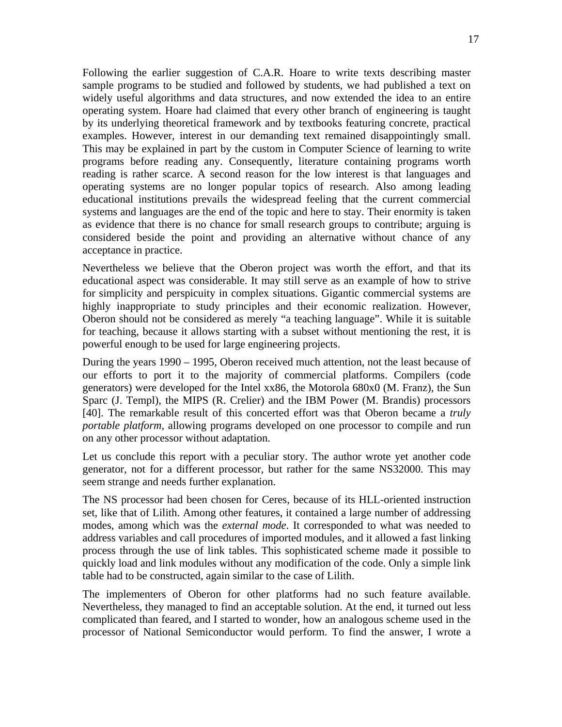Following the earlier suggestion of C.A.R. Hoare to write texts describing master sample programs to be studied and followed by students, we had published a text on widely useful algorithms and data structures, and now extended the idea to an entire operating system. Hoare had claimed that every other branch of engineering is taught by its underlying theoretical framework and by textbooks featuring concrete, practical examples. However, interest in our demanding text remained disappointingly small. This may be explained in part by the custom in Computer Science of learning to write programs before reading any. Consequently, literature containing programs worth reading is rather scarce. A second reason for the low interest is that languages and operating systems are no longer popular topics of research. Also among leading educational institutions prevails the widespread feeling that the current commercial systems and languages are the end of the topic and here to stay. Their enormity is taken as evidence that there is no chance for small research groups to contribute; arguing is considered beside the point and providing an alternative without chance of any acceptance in practice.

Nevertheless we believe that the Oberon project was worth the effort, and that its educational aspect was considerable. It may still serve as an example of how to strive for simplicity and perspicuity in complex situations. Gigantic commercial systems are highly inappropriate to study principles and their economic realization. However, Oberon should not be considered as merely "a teaching language". While it is suitable for teaching, because it allows starting with a subset without mentioning the rest, it is powerful enough to be used for large engineering projects.

During the years 1990 – 1995, Oberon received much attention, not the least because of our efforts to port it to the majority of commercial platforms. Compilers (code generators) were developed for the Intel xx86, the Motorola 680x0 (M. Franz), the Sun Sparc (J. Templ), the MIPS (R. Crelier) and the IBM Power (M. Brandis) processors [40]. The remarkable result of this concerted effort was that Oberon became a *truly portable platform*, allowing programs developed on one processor to compile and run on any other processor without adaptation.

Let us conclude this report with a peculiar story. The author wrote yet another code generator, not for a different processor, but rather for the same NS32000. This may seem strange and needs further explanation.

The NS processor had been chosen for Ceres, because of its HLL-oriented instruction set, like that of Lilith. Among other features, it contained a large number of addressing modes, among which was the *external mode*. It corresponded to what was needed to address variables and call procedures of imported modules, and it allowed a fast linking process through the use of link tables. This sophisticated scheme made it possible to quickly load and link modules without any modification of the code. Only a simple link table had to be constructed, again similar to the case of Lilith.

The implementers of Oberon for other platforms had no such feature available. Nevertheless, they managed to find an acceptable solution. At the end, it turned out less complicated than feared, and I started to wonder, how an analogous scheme used in the processor of National Semiconductor would perform. To find the answer, I wrote a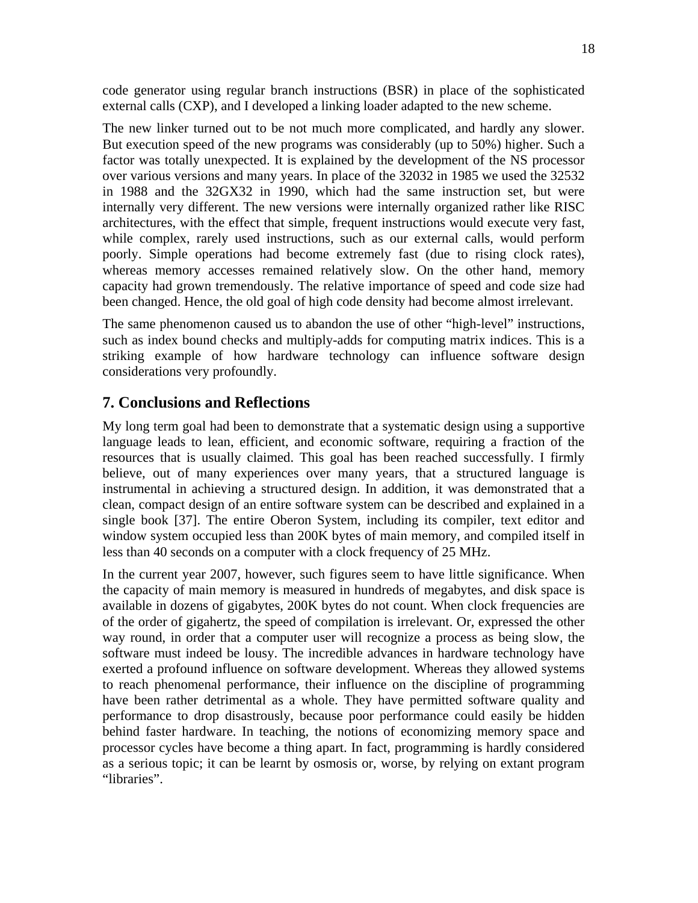code generator using regular branch instructions (BSR) in place of the sophisticated external calls (CXP), and I developed a linking loader adapted to the new scheme.

The new linker turned out to be not much more complicated, and hardly any slower. But execution speed of the new programs was considerably (up to 50%) higher. Such a factor was totally unexpected. It is explained by the development of the NS processor over various versions and many years. In place of the 32032 in 1985 we used the 32532 in 1988 and the 32GX32 in 1990, which had the same instruction set, but were internally very different. The new versions were internally organized rather like RISC architectures, with the effect that simple, frequent instructions would execute very fast, while complex, rarely used instructions, such as our external calls, would perform poorly. Simple operations had become extremely fast (due to rising clock rates), whereas memory accesses remained relatively slow. On the other hand, memory capacity had grown tremendously. The relative importance of speed and code size had been changed. Hence, the old goal of high code density had become almost irrelevant.

The same phenomenon caused us to abandon the use of other "high-level" instructions, such as index bound checks and multiply-adds for computing matrix indices. This is a striking example of how hardware technology can influence software design considerations very profoundly.

## 7. Conclusions and Reflections

My long term goal had been to demonstrate that a systematic design using a supportive language leads to lean, efficient, and economic software, requiring a fraction of the resources that is usually claimed. This goal has been reached successfully. I firmly believe, out of many experiences over many years, that a structured language is instrumental in achieving a structured design. In addition, it was demonstrated that a clean, compact design of an entire software system can be described and explained in a single book [37]. The entire Oberon System, including its compiler, text editor and window system occupied less than 200K bytes of main memory, and compiled itself in less than 40 seconds on a computer with a clock frequency of 25 MHz.

In the current year 2007, however, such figures seem to have little significance. When the capacity of main memory is measured in hundreds of megabytes, and disk space is available in dozens of gigabytes, 200K bytes do not count. When clock frequencies are of the order of gigahertz, the speed of compilation is irrelevant. Or, expressed the other way round, in order that a computer user will recognize a process as being slow, the software must indeed be lousy. The incredible advances in hardware technology have exerted a profound influence on software development. Whereas they allowed systems to reach phenomenal performance, their influence on the discipline of programming have been rather detrimental as a whole. They have permitted software quality and performance to drop disastrously, because poor performance could easily be hidden behind faster hardware. In teaching, the notions of economizing memory space and processor cycles have become a thing apart. In fact, programming is hardly considered as a serious topic; it can be learnt by osmosis or, worse, by relying on extant program "libraries".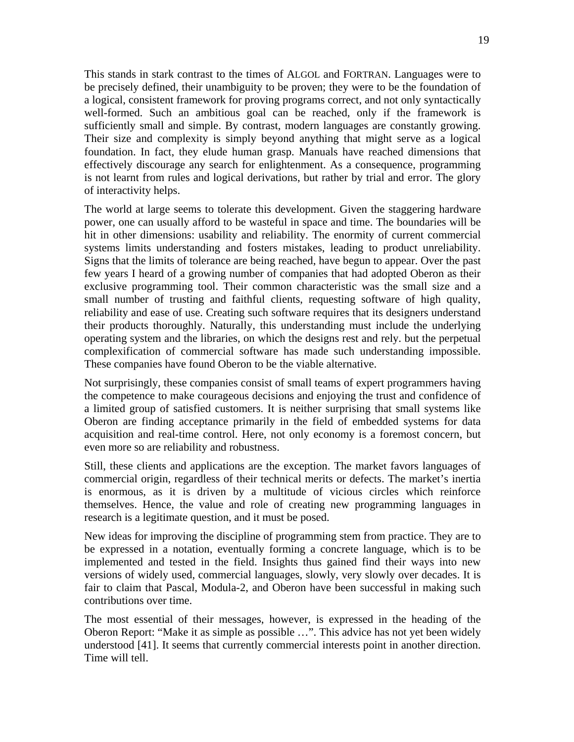This stands in stark contrast to the times of ALGOL and FORTRAN. Languages were to be precisely defined, their unambiguity to be proven; they were to be the foundation of a logical, consistent framework for proving programs correct, and not only syntactically well-formed. Such an ambitious goal can be reached, only if the framework is sufficiently small and simple. By contrast, modern languages are constantly growing. Their size and complexity is simply beyond anything that might serve as a logical foundation. In fact, they elude human grasp. Manuals have reached dimensions that effectively discourage any search for enlightenment. As a consequence, programming is not learnt from rules and logical derivations, but rather by trial and error. The glory of interactivity helps.

The world at large seems to tolerate this development. Given the staggering hardware power, one can usually afford to be wasteful in space and time. The boundaries will be hit in other dimensions: usability and reliability. The enormity of current commercial systems limits understanding and fosters mistakes, leading to product unreliability. Signs that the limits of tolerance are being reached, have begun to appear. Over the past few years I heard of a growing number of companies that had adopted Oberon as their exclusive programming tool. Their common characteristic was the small size and a small number of trusting and faithful clients, requesting software of high quality, reliability and ease of use. Creating such software requires that its designers understand their products thoroughly. Naturally, this understanding must include the underlying operating system and the libraries, on which the designs rest and rely. but the perpetual complexification of commercial software has made such understanding impossible. These companies have found Oberon to be the viable alternative.

Not surprisingly, these companies consist of small teams of expert programmers having the competence to make courageous decisions and enjoying the trust and confidence of a limited group of satisfied customers. It is neither surprising that small systems like Oberon are finding acceptance primarily in the field of embedded systems for data acquisition and real-time control. Here, not only economy is a foremost concern, but even more so are reliability and robustness.

Still, these clients and applications are the exception. The market favors languages of commercial origin, regardless of their technical merits or defects. The market's inertia is enormous, as it is driven by a multitude of vicious circles which reinforce themselves. Hence, the value and role of creating new programming languages in research is a legitimate question, and it must be posed.

New ideas for improving the discipline of programming stem from practice. They are to be expressed in a notation, eventually forming a concrete language, which is to be implemented and tested in the field. Insights thus gained find their ways into new versions of widely used, commercial languages, slowly, very slowly over decades. It is fair to claim that Pascal, Modula-2, and Oberon have been successful in making such contributions over time.

The most essential of their messages, however, is expressed in the heading of the Oberon Report: "Make it as simple as possible …". This advice has not yet been widely understood [41]. It seems that currently commercial interests point in another direction. Time will tell.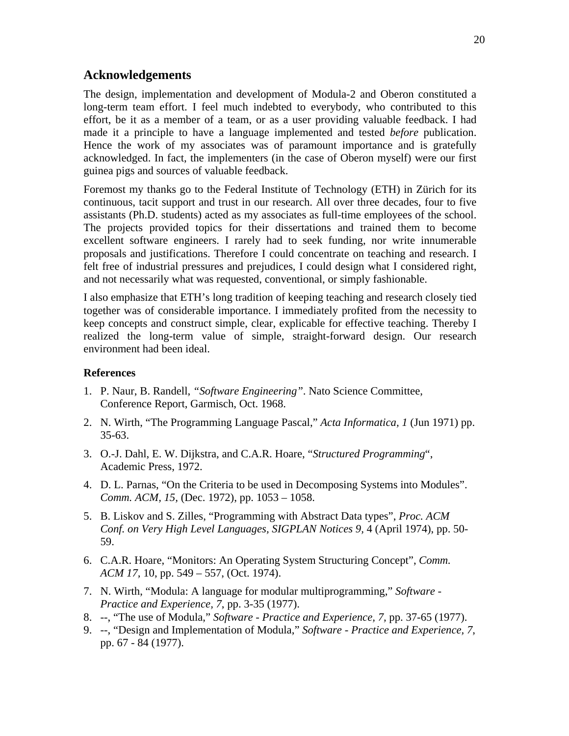## Acknowledgements

The design, implementation and development of Modula-2 and Oberon constituted a long-term team effort. I feel much indebted to everybody, who contributed to this effort, be it as a member of a team, or as a user providing valuable feedback. I had made it a principle to have a language implemented and tested *before* publication. Hence the work of my associates was of paramount importance and is gratefully acknowledged. In fact, the implementers (in the case of Oberon myself) were our first guinea pigs and sources of valuable feedback.

Foremost my thanks go to the Federal Institute of Technology (ETH) in Zürich for its continuous, tacit support and trust in our research. All over three decades, four to five assistants (Ph.D. students) acted as my associates as full-time employees of the school. The projects provided topics for their dissertations and trained them to become excellent software engineers. I rarely had to seek funding, nor write innumerable proposals and justifications. Therefore I could concentrate on teaching and research. I felt free of industrial pressures and prejudices, I could design what I considered right, and not necessarily what was requested, conventional, or simply fashionable.

I also emphasize that ETH's long tradition of keeping teaching and research closely tied together was of considerable importance. I immediately profited from the necessity to keep concepts and construct simple, clear, explicable for effective teaching. Thereby I realized the long-term value of simple, straight-forward design. Our research environment had been ideal.

### References

1. P. Naur, B. Randell, *"Software Engineering"*. Nato Science Committee, Conference Report, Garmisch, Oct. 1968.
2. N. Wirth, "The Programming Language Pascal," *Acta Informatica, 1* (Jun 1971) pp. 35-63.
3. O.-J. Dahl, E. W. Dijkstra, and C.A.R. Hoare, "*Structured Programming*", Academic Press, 1972.
4. D. L. Parnas, "On the Criteria to be used in Decomposing Systems into Modules". *Comm. ACM, 15,* (Dec. 1972), pp. 1053 – 1058.
5. B. Liskov and S. Zilles, "Programming with Abstract Data types", *Proc. ACM Conf. on Very High Level Languages, SIGPLAN Notices 9*, 4 (April 1974), pp. 50-59.
6. C.A.R. Hoare, "Monitors: An Operating System Structuring Concept", *Comm. ACM 17*, 10, pp. 549 – 557, (Oct. 1974).
7. N. Wirth, "Modula: A language for modular multiprogramming," *Software - Practice and Experience, 7*, pp. 3-35 (1977).
8. --, "The use of Modula," *Software - Practice and Experience, 7,* pp. 37-65 (1977).
9. --, "Design and Implementation of Modula," *Software - Practice and Experience, 7*, pp. 67 - 84 (1977).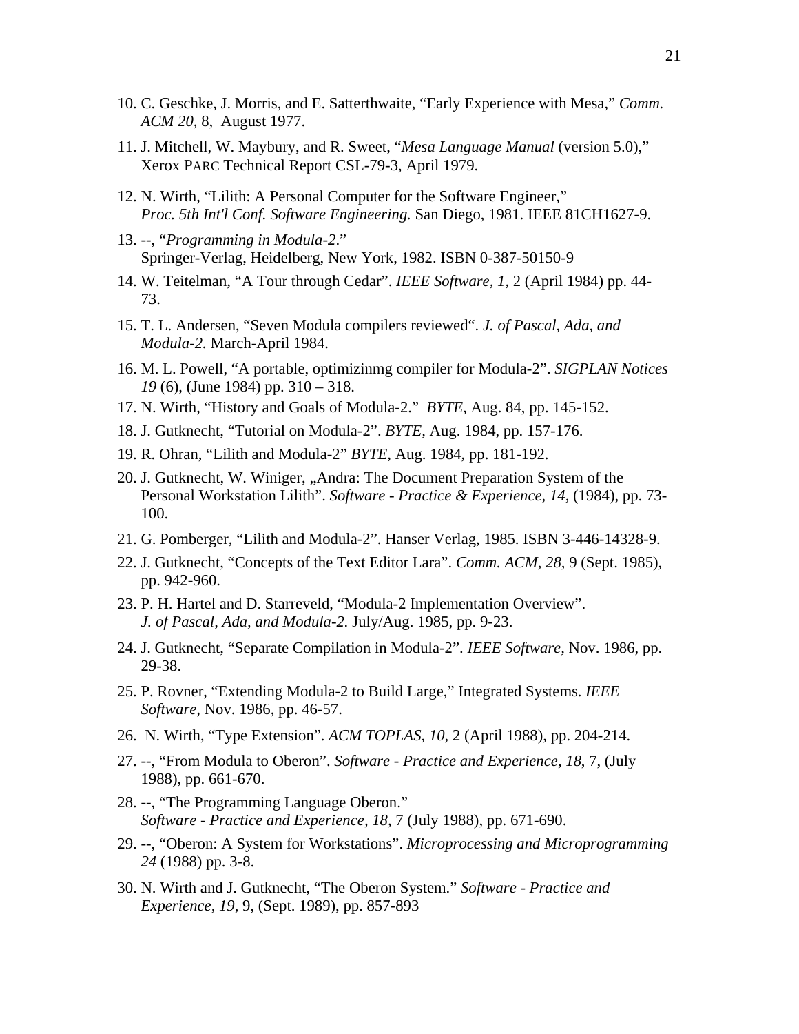10. C. Geschke, J. Morris, and E. Satterthwaite, “Early Experience with Mesa,” *Comm. ACM 20,* 8,  August 1977.

11. J. Mitchell, W. Maybury, and R. Sweet, “*Mesa Language Manual* (version 5.0),” Xerox PARC Technical Report CSL-79-3, April 1979.

12. N. Wirth, “Lilith: A Personal Computer for the Software Engineer,” *Proc. 5th Int'l Conf. Software Engineering.* San Diego, 1981. IEEE 81CH1627-9.

13. --, “*Programming in Modula-2*.” Springer-Verlag, Heidelberg, New York, 1982. ISBN 0-387-50150-9

14. W. Teitelman, “A Tour through Cedar”. *IEEE Software, 1,* 2 (April 1984) pp. 44-73.

15. T. L. Andersen, “Seven Modula compilers reviewed“. *J. of Pascal, Ada, and Modula-2.* March-April 1984.

16. M. L. Powell, “A portable, optimizinmg compiler for Modula-2”. *SIGPLAN Notices 19* (6), (June 1984) pp. 310 – 318.

17. N. Wirth, “History and Goals of Modula-2.”  *BYTE*, Aug. 84, pp. 145-152.

18. J. Gutknecht, “Tutorial on Modula-2”. *BYTE,* Aug. 1984, pp. 157-176.

19. R. Ohran, “Lilith and Modula-2” *BYTE,* Aug. 1984, pp. 181-192.

20. J. Gutknecht, W. Winiger, „Andra: The Document Preparation System of the Personal Workstation Lilith”. *Software - Practice & Experience*, *14,* (1984), pp. 73-100.

21. G. Pomberger, “Lilith and Modula-2”. Hanser Verlag, 1985. ISBN 3-446-14328-9.

22. J. Gutknecht, “Concepts of the Text Editor Lara”. *Comm. ACM, 28,* 9 (Sept. 1985), pp. 942-960.

23. P. H. Hartel and D. Starreveld, “Modula-2 Implementation Overview”. *J. of Pascal, Ada, and Modula-2.* July/Aug. 1985, pp. 9-23.

24. J. Gutknecht, “Separate Compilation in Modula-2”. *IEEE Software,* Nov. 1986, pp. 29-38.

25. P. Rovner, “Extending Modula-2 to Build Large,” Integrated Systems. *IEEE Software,* Nov. 1986, pp. 46-57.

26. N. Wirth, “Type Extension”. *ACM TOPLAS, 10,* 2 (April 1988), pp. 204-214.

27. --, “From Modula to Oberon”. *Software - Practice and Experience, 18*, 7, (July 1988), pp. 661-670.

28. --, “The Programming Language Oberon.” *Software - Practice and Experience*, *18,* 7 (July 1988), pp. 671-690.

29. --, “Oberon: A System for Workstations”. *Microprocessing and Microprogramming 24* (1988) pp. 3-8.

30. N. Wirth and J. Gutknecht, “The Oberon System.” *Software - Practice and Experience, 19*, 9, (Sept. 1989), pp. 857-893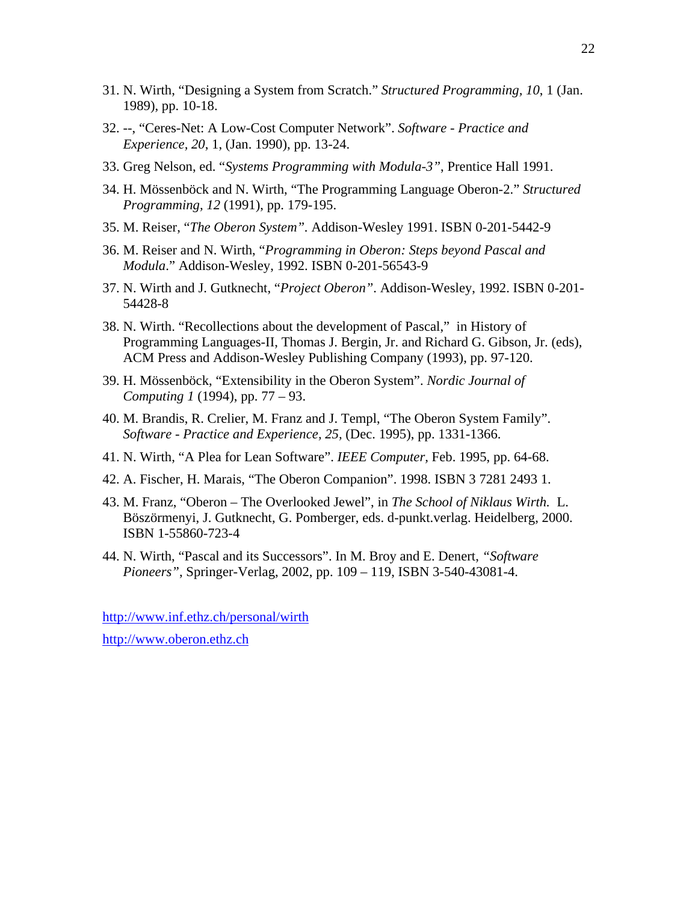31. N. Wirth, “Designing a System from Scratch.” *Structured Programming, 10*, 1 (Jan. 1989), pp. 10-18.

32. --, “Ceres-Net: A Low-Cost Computer Network”. *Software - Practice and Experience, 20*, 1, (Jan. 1990), pp. 13-24.

33. Greg Nelson, ed. “*Systems Programming with Modula-3”*, Prentice Hall 1991.

34. H. Mössenböck and N. Wirth, “The Programming Language Oberon-2.” *Structured Programming, 12* (1991), pp. 179-195.

35. M. Reiser, “*The Oberon System”*. Addison-Wesley 1991. ISBN 0-201-5442-9

36. M. Reiser and N. Wirth, “*Programming in Oberon: Steps beyond Pascal and Modula*.” Addison-Wesley, 1992. ISBN 0-201-56543-9

37. N. Wirth and J. Gutknecht, “*Project Oberon”*. Addison-Wesley, 1992. ISBN 0-201-54428-8

38. N. Wirth. “Recollections about the development of Pascal,” in History of Programming Languages-II, Thomas J. Bergin, Jr. and Richard G. Gibson, Jr. (eds), ACM Press and Addison-Wesley Publishing Company (1993), pp. 97-120.

39. H. Mössenböck, “Extensibility in the Oberon System”. *Nordic Journal of Computing 1* (1994), pp. 77 – 93.

40. M. Brandis, R. Crelier, M. Franz and J. Templ, “The Oberon System Family”. *Software - Practice and Experience, 25,* (Dec. 1995), pp. 1331-1366.

41. N. Wirth, “A Plea for Lean Software”. *IEEE Computer,* Feb. 1995, pp. 64-68.

42. A. Fischer, H. Marais, “The Oberon Companion”. 1998. ISBN 3 7281 2493 1.

43. M. Franz, “Oberon – The Overlooked Jewel”, in *The School of Niklaus Wirth.* L. Böszörmenyi, J. Gutknecht, G. Pomberger, eds. d-punkt.verlag. Heidelberg, 2000. ISBN 1-55860-723-4

44. N. Wirth, “Pascal and its Successors”. In M. Broy and E. Denert, *“Software Pioneers”*, Springer-Verlag, 2002, pp. 109 – 119, ISBN 3-540-43081-4.

http://www.inf.ethz.ch/personal/wirth

http://www.oberon.ethz.ch